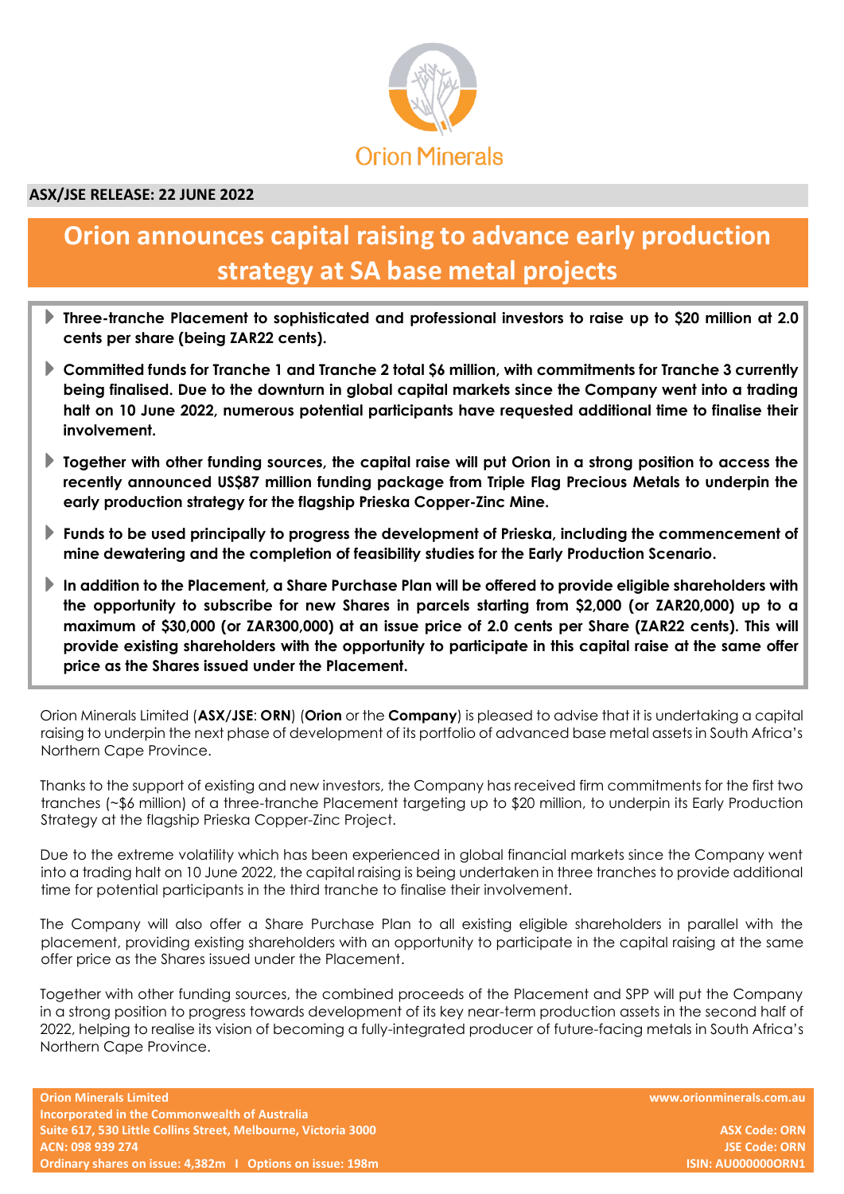Orion Minerals

**ASX/JSE RELEASE: 22 JUNE 2022**

# Orion announces capital raising to advance early production strategy at SA base metal projects

- **Three-tranche Placement to sophisticated and professional investors to raise up to $20 million at 2.0 cents per share (being ZAR22 cents).**
- **Committed funds for Tranche 1 and Tranche 2 total $6 million, with commitments for Tranche 3 currently being finalised. Due to the downturn in global capital markets since the Company went into a trading halt on 10 June 2022, numerous potential participants have requested additional time to finalise their involvement.**
- **Together with other funding sources, the capital raise will put Orion in a strong position to access the recently announced US$87 million funding package from Triple Flag Precious Metals to underpin the early production strategy for the flagship Prieska Copper-Zinc Mine.**
- **Funds to be used principally to progress the development of Prieska, including the commencement of mine dewatering and the completion of feasibility studies for the Early Production Scenario.**
- **In addition to the Placement, a Share Purchase Plan will be offered to provide eligible shareholders with the opportunity to subscribe for new Shares in parcels starting from $2,000 (or ZAR20,000) up to a maximum of $30,000 (or ZAR300,000) at an issue price of 2.0 cents per Share (ZAR22 cents). This will provide existing shareholders with the opportunity to participate in this capital raise at the same offer price as the Shares issued under the Placement.**

Orion Minerals Limited (**ASX/JSE**: **ORN**) (**Orion** or the **Company**) is pleased to advise that it is undertaking a capital raising to underpin the next phase of development of its portfolio of advanced base metal assets in South Africa's Northern Cape Province.

Thanks to the support of existing and new investors, the Company has received firm commitments for the first two tranches (~$6 million) of a three-tranche Placement targeting up to $20 million, to underpin its Early Production Strategy at the flagship Prieska Copper-Zinc Project.

Due to the extreme volatility which has been experienced in global financial markets since the Company went into a trading halt on 10 June 2022, the capital raising is being undertaken in three tranches to provide additional time for potential participants in the third tranche to finalise their involvement.

The Company will also offer a Share Purchase Plan to all existing eligible shareholders in parallel with the placement, providing existing shareholders with an opportunity to participate in the capital raising at the same offer price as the Shares issued under the Placement.

Together with other funding sources, the combined proceeds of the Placement and SPP will put the Company in a strong position to progress towards development of its key near-term production assets in the second half of 2022, helping to realise its vision of becoming a fully-integrated producer of future-facing metals in South Africa's Northern Cape Province.

**Orion Minerals Limited**
**Incorporated in the Commonwealth of Australia**
**Suite 617, 530 Little Collins Street, Melbourne, Victoria 3000**
**ACN: 098 939 274**
**Ordinary shares on issue: 4,382m I Options on issue: 198m**

**www.orionminerals.com.au**

**ASX Code: ORN**
**JSE Code: ORN**
**ISIN: AU000000ORN1**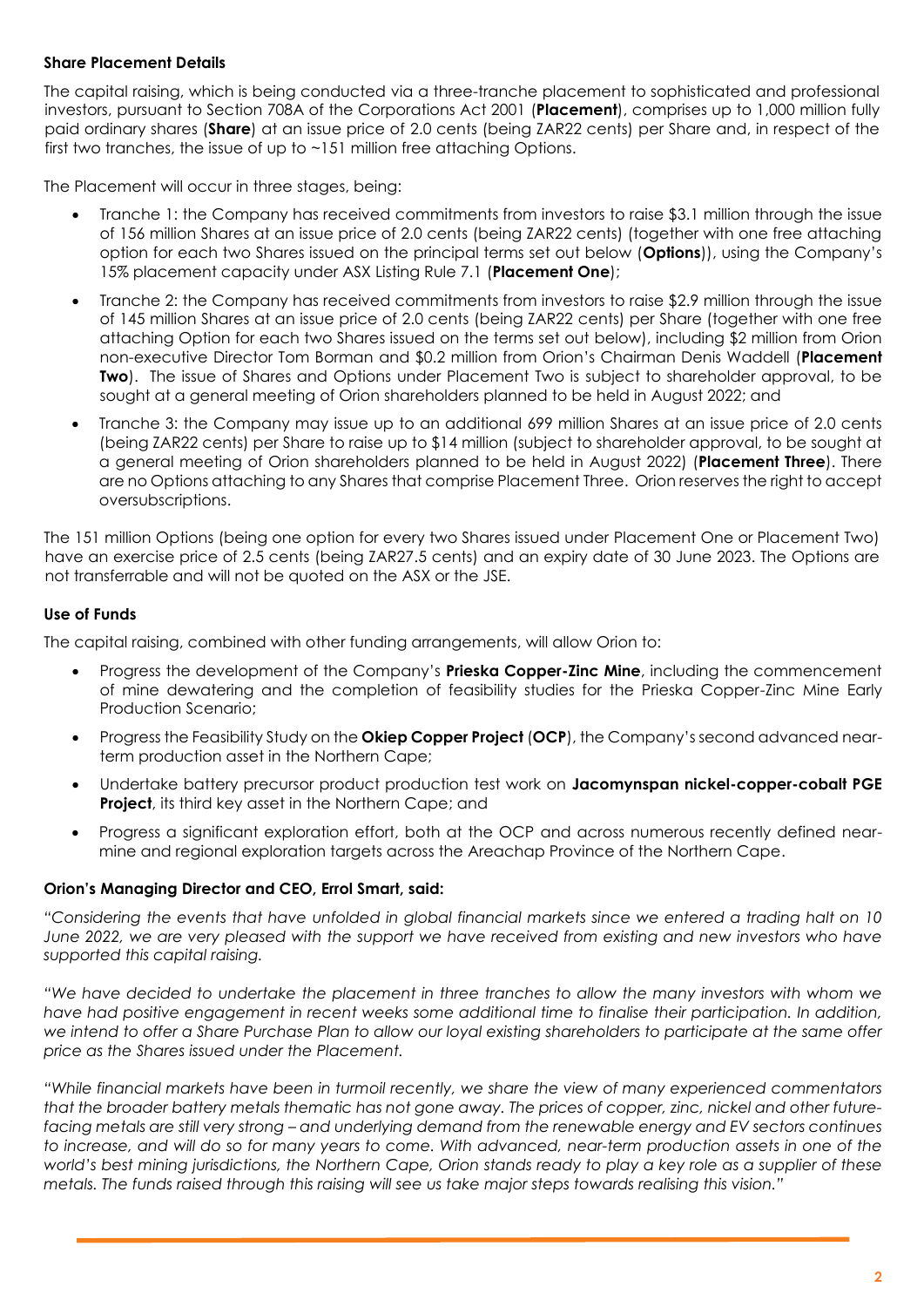**Share Placement Details**

The capital raising, which is being conducted via a three-tranche placement to sophisticated and professional investors, pursuant to Section 708A of the Corporations Act 2001 (**Placement**), comprises up to 1,000 million fully paid ordinary shares (**Share**) at an issue price of 2.0 cents (being ZAR22 cents) per Share and, in respect of the first two tranches, the issue of up to ~151 million free attaching Options.

The Placement will occur in three stages, being:

- Tranche 1: the Company has received commitments from investors to raise $3.1 million through the issue of 156 million Shares at an issue price of 2.0 cents (being ZAR22 cents) (together with one free attaching option for each two Shares issued on the principal terms set out below (**Options**)), using the Company's 15% placement capacity under ASX Listing Rule 7.1 (**Placement One**);
- Tranche 2: the Company has received commitments from investors to raise $2.9 million through the issue of 145 million Shares at an issue price of 2.0 cents (being ZAR22 cents) per Share (together with one free attaching Option for each two Shares issued on the terms set out below), including $2 million from Orion non-executive Director Tom Borman and $0.2 million from Orion's Chairman Denis Waddell (**Placement Two**). The issue of Shares and Options under Placement Two is subject to shareholder approval, to be sought at a general meeting of Orion shareholders planned to be held in August 2022; and
- Tranche 3: the Company may issue up to an additional 699 million Shares at an issue price of 2.0 cents (being ZAR22 cents) per Share to raise up to $14 million (subject to shareholder approval, to be sought at a general meeting of Orion shareholders planned to be held in August 2022) (**Placement Three**). There are no Options attaching to any Shares that comprise Placement Three. Orion reserves the right to accept oversubscriptions.

The 151 million Options (being one option for every two Shares issued under Placement One or Placement Two) have an exercise price of 2.5 cents (being ZAR27.5 cents) and an expiry date of 30 June 2023. The Options are not transferrable and will not be quoted on the ASX or the JSE.

**Use of Funds**

The capital raising, combined with other funding arrangements, will allow Orion to:

- Progress the development of the Company's **Prieska Copper-Zinc Mine**, including the commencement of mine dewatering and the completion of feasibility studies for the Prieska Copper-Zinc Mine Early Production Scenario;
- Progress the Feasibility Study on the **Okiep Copper Project** (**OCP**), the Company's second advanced near-term production asset in the Northern Cape;
- Undertake battery precursor product production test work on **Jacomynspan nickel-copper-cobalt PGE Project**, its third key asset in the Northern Cape; and
- Progress a significant exploration effort, both at the OCP and across numerous recently defined near-mine and regional exploration targets across the Areachap Province of the Northern Cape.

**Orion's Managing Director and CEO, Errol Smart, said:**

*"Considering the events that have unfolded in global financial markets since we entered a trading halt on 10 June 2022, we are very pleased with the support we have received from existing and new investors who have supported this capital raising.*

*"We have decided to undertake the placement in three tranches to allow the many investors with whom we have had positive engagement in recent weeks some additional time to finalise their participation. In addition, we intend to offer a Share Purchase Plan to allow our loyal existing shareholders to participate at the same offer price as the Shares issued under the Placement.*

*"While financial markets have been in turmoil recently, we share the view of many experienced commentators that the broader battery metals thematic has not gone away. The prices of copper, zinc, nickel and other future-facing metals are still very strong – and underlying demand from the renewable energy and EV sectors continues to increase, and will do so for many years to come. With advanced, near-term production assets in one of the world's best mining jurisdictions, the Northern Cape, Orion stands ready to play a key role as a supplier of these metals. The funds raised through this raising will see us take major steps towards realising this vision."*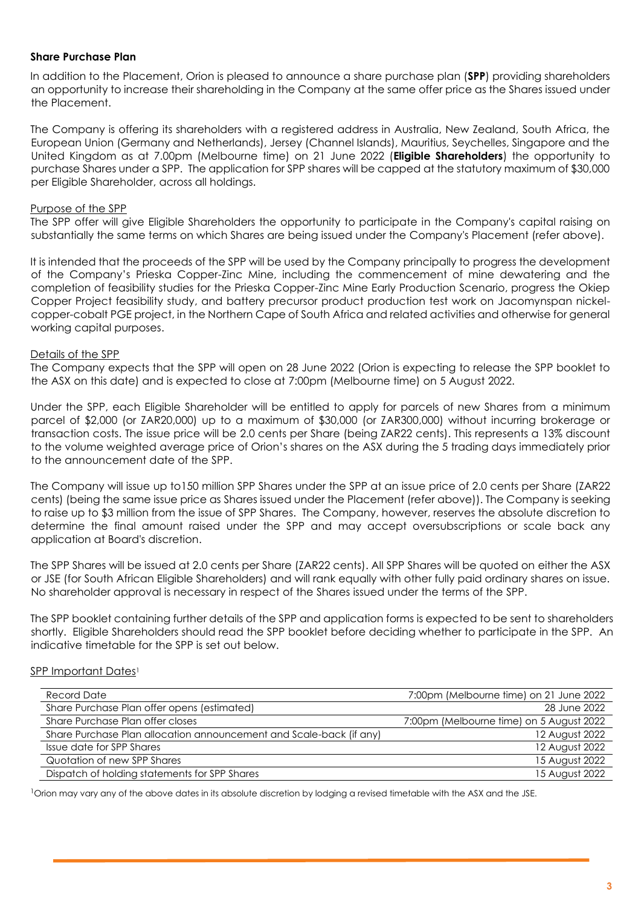## Share Purchase Plan

In addition to the Placement, Orion is pleased to announce a share purchase plan (**SPP**) providing shareholders an opportunity to increase their shareholding in the Company at the same offer price as the Shares issued under the Placement.

The Company is offering its shareholders with a registered address in Australia, New Zealand, South Africa, the European Union (Germany and Netherlands), Jersey (Channel Islands), Mauritius, Seychelles, Singapore and the United Kingdom as at 7.00pm (Melbourne time) on 21 June 2022 (**Eligible Shareholders**) the opportunity to purchase Shares under a SPP. The application for SPP shares will be capped at the statutory maximum of $30,000 per Eligible Shareholder, across all holdings.

### Purpose of the SPP

The SPP offer will give Eligible Shareholders the opportunity to participate in the Company's capital raising on substantially the same terms on which Shares are being issued under the Company's Placement (refer above).

It is intended that the proceeds of the SPP will be used by the Company principally to progress the development of the Company's Prieska Copper-Zinc Mine, including the commencement of mine dewatering and the completion of feasibility studies for the Prieska Copper-Zinc Mine Early Production Scenario, progress the Okiep Copper Project feasibility study, and battery precursor product production test work on Jacomynspan nickel-copper-cobalt PGE project, in the Northern Cape of South Africa and related activities and otherwise for general working capital purposes.

### Details of the SPP

The Company expects that the SPP will open on 28 June 2022 (Orion is expecting to release the SPP booklet to the ASX on this date) and is expected to close at 7:00pm (Melbourne time) on 5 August 2022.

Under the SPP, each Eligible Shareholder will be entitled to apply for parcels of new Shares from a minimum parcel of $2,000 (or ZAR20,000) up to a maximum of $30,000 (or ZAR300,000) without incurring brokerage or transaction costs. The issue price will be 2.0 cents per Share (being ZAR22 cents). This represents a 13% discount to the volume weighted average price of Orion's shares on the ASX during the 5 trading days immediately prior to the announcement date of the SPP.

The Company will issue up to150 million SPP Shares under the SPP at an issue price of 2.0 cents per Share (ZAR22 cents) (being the same issue price as Shares issued under the Placement (refer above)). The Company is seeking to raise up to $3 million from the issue of SPP Shares. The Company, however, reserves the absolute discretion to determine the final amount raised under the SPP and may accept oversubscriptions or scale back any application at Board's discretion.

The SPP Shares will be issued at 2.0 cents per Share (ZAR22 cents). All SPP Shares will be quoted on either the ASX or JSE (for South African Eligible Shareholders) and will rank equally with other fully paid ordinary shares on issue. No shareholder approval is necessary in respect of the Shares issued under the terms of the SPP.

The SPP booklet containing further details of the SPP and application forms is expected to be sent to shareholders shortly. Eligible Shareholders should read the SPP booklet before deciding whether to participate in the SPP. An indicative timetable for the SPP is set out below.

### SPP Important Dates[1]

| | |
|---|---|
| Record Date | 7:00pm (Melbourne time) on 21 June 2022 |
| Share Purchase Plan offer opens (estimated) | 28 June 2022 |
| Share Purchase Plan offer closes | 7:00pm (Melbourne time) on 5 August 2022 |
| Share Purchase Plan allocation announcement and Scale-back (if any) | 12 August 2022 |
| Issue date for SPP Shares | 12 August 2022 |
| Quotation of new SPP Shares | 15 August 2022 |
| Dispatch of holding statements for SPP Shares | 15 August 2022 |

[1]Orion may vary any of the above dates in its absolute discretion by lodging a revised timetable with the ASX and the JSE.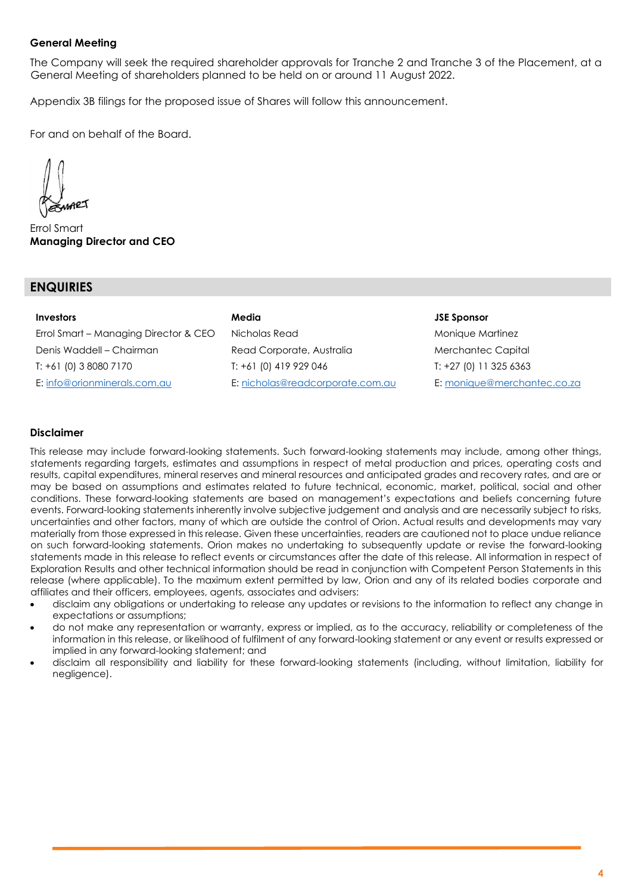### General Meeting

The Company will seek the required shareholder approvals for Tranche 2 and Tranche 3 of the Placement, at a General Meeting of shareholders planned to be held on or around 11 August 2022.

Appendix 3B filings for the proposed issue of Shares will follow this announcement.

For and on behalf of the Board.

Errol Smart
**Managing Director and CEO**

## ENQUIRIES

| Investors | Media | JSE Sponsor |
|---|---|---|
| Errol Smart – Managing Director & CEO | Nicholas Read | Monique Martinez |
| Denis Waddell – Chairman | Read Corporate, Australia | Merchantec Capital |
| T: +61 (0) 3 8080 7170 | T: +61 (0) 419 929 046 | T: +27 (0) 11 325 6363 |
| E: info@orionminerals.com.au | E: nicholas@readcorporate.com.au | E: monique@merchantec.co.za |

### Disclaimer

This release may include forward-looking statements. Such forward-looking statements may include, among other things, statements regarding targets, estimates and assumptions in respect of metal production and prices, operating costs and results, capital expenditures, mineral reserves and mineral resources and anticipated grades and recovery rates, and are or may be based on assumptions and estimates related to future technical, economic, market, political, social and other conditions. These forward-looking statements are based on management's expectations and beliefs concerning future events. Forward-looking statements inherently involve subjective judgement and analysis and are necessarily subject to risks, uncertainties and other factors, many of which are outside the control of Orion. Actual results and developments may vary materially from those expressed in this release. Given these uncertainties, readers are cautioned not to place undue reliance on such forward-looking statements. Orion makes no undertaking to subsequently update or revise the forward-looking statements made in this release to reflect events or circumstances after the date of this release. All information in respect of Exploration Results and other technical information should be read in conjunction with Competent Person Statements in this release (where applicable). To the maximum extent permitted by law, Orion and any of its related bodies corporate and affiliates and their officers, employees, agents, associates and advisers:

- disclaim any obligations or undertaking to release any updates or revisions to the information to reflect any change in expectations or assumptions;
- do not make any representation or warranty, express or implied, as to the accuracy, reliability or completeness of the information in this release, or likelihood of fulfilment of any forward-looking statement or any event or results expressed or implied in any forward-looking statement; and
- disclaim all responsibility and liability for these forward-looking statements (including, without limitation, liability for negligence).